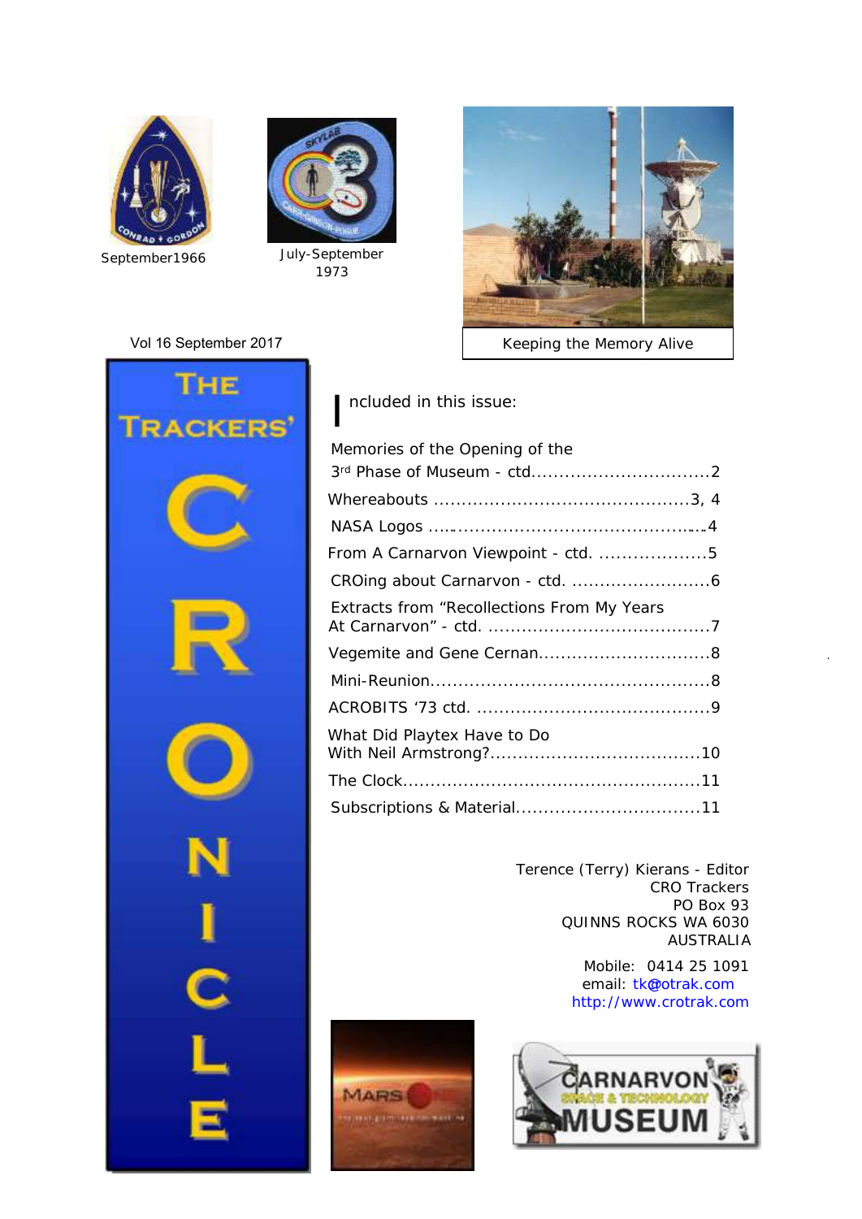September1966

July-September 1973

Keeping the Memory Alive

Vol 16 September 2017

# The Trackers' CRONICLE

Included in this issue:

Memories of the Opening of the 3rd Phase of Museum - ctd................................2

Whereabouts ..............................................3, 4

NASA Logos ..................................................4

From A Carnarvon Viewpoint - ctd. ...................5

CROing about Carnarvon - ctd. .........................6

Extracts from "Recollections From My Years At Carnarvon" - ctd. .......................................7

Vegemite and Gene Cernan...............................8

Mini-Reunion..................................................8

ACROBITS '73 ctd. ..........................................9

What Did Playtex Have to Do With Neil Armstrong?.....................................10

The Clock.....................................................11

Subscriptions & Material.................................11

Terence (Terry) Kierans - Editor
CRO Trackers
PO Box 93
QUINNS ROCKS WA 6030
AUSTRALIA

Mobile: 0414 25 1091
email: tk@otrak.com
http://www.crotrak.com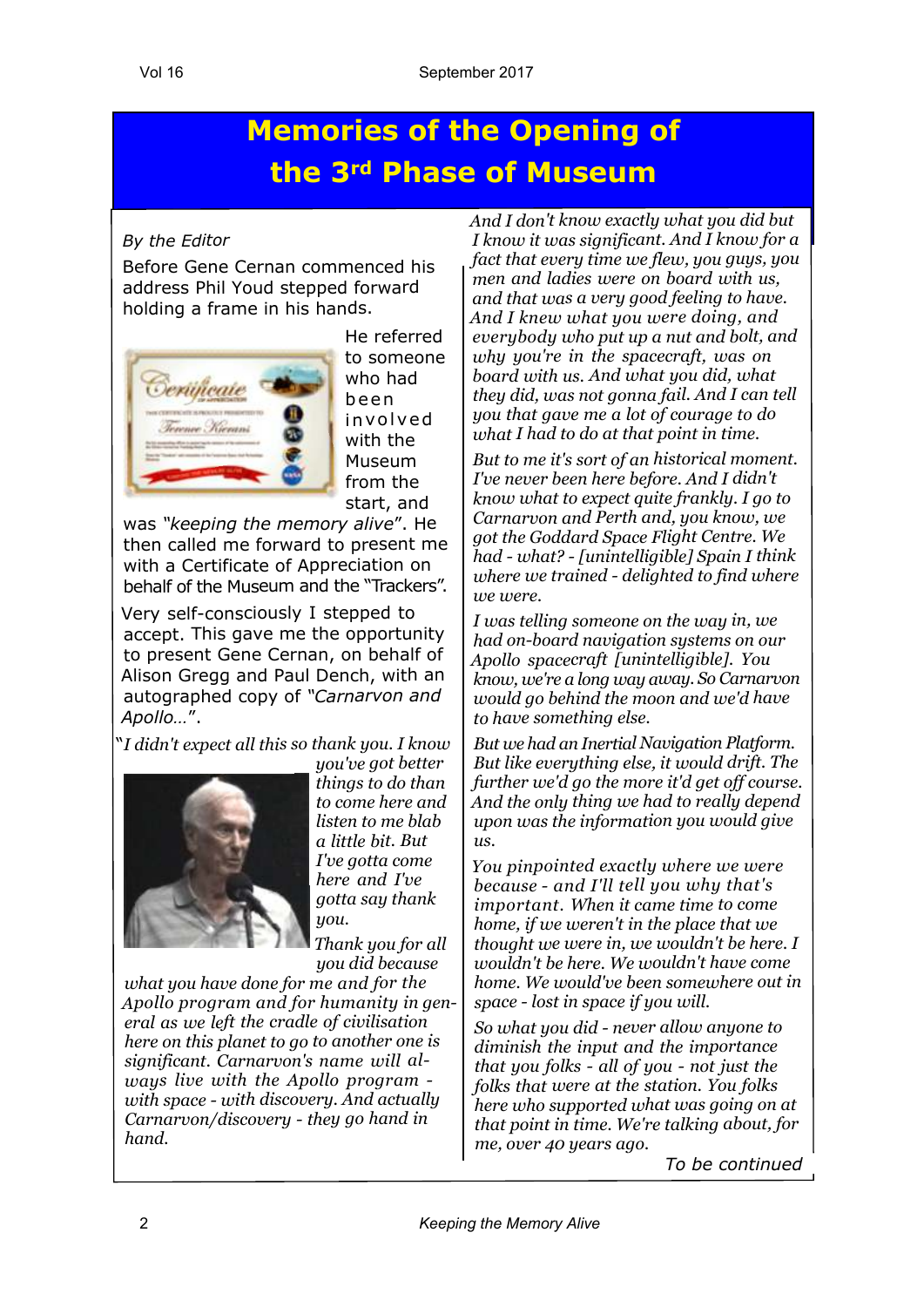# Memories of the Opening of the 3rd Phase of Museum

*By the Editor*

Before Gene Cernan commenced his address Phil Youd stepped forward holding a frame in his hands.

He referred to someone who had been involved with the Museum from the start, and was "*keeping the memory alive*". He then called me forward to present me with a Certificate of Appreciation on behalf of the Museum and the "Trackers".

Very self-consciously I stepped to accept. This gave me the opportunity to present Gene Cernan, on behalf of Alison Gregg and Paul Dench, with an autographed copy of "*Carnarvon and Apollo…*".

"*I didn't expect all this so thank you. I know you've got better things to do than to come here and listen to me blab a little bit. But I've gotta come here and I've gotta say thank you.*

*Thank you for all you did because what you have done for me and for the Apollo program and for humanity in general as we left the cradle of civilisation here on this planet to go to another one is significant. Carnarvon's name will always live with the Apollo program - with space - with discovery. And actually Carnarvon/discovery - they go hand in hand.*

*And I don't know exactly what you did but I know it was significant. And I know for a fact that every time we flew, you guys, you men and ladies were on board with us, and that was a very good feeling to have. And I knew what you were doing, and everybody who put up a nut and bolt, and why you're in the spacecraft, was on board with us. And what you did, what they did, was not gonna fail. And I can tell you that gave me a lot of courage to do what I had to do at that point in time.*

*But to me it's sort of an historical moment. I've never been here before. And I didn't know what to expect quite frankly. I go to Carnarvon and Perth and, you know, we got the Goddard Space Flight Centre. We had - what? - [unintelligible] Spain I think where we trained - delighted to find where we were.*

*I was telling someone on the way in, we had on-board navigation systems on our Apollo spacecraft [unintelligible]. You know, we're a long way away. So Carnarvon would go behind the moon and we'd have to have something else.*

*But we had an Inertial Navigation Platform. But like everything else, it would drift. The further we'd go the more it'd get off course. And the only thing we had to really depend upon was the information you would give us.*

*You pinpointed exactly where we were because - and I'll tell you why that's important. When it came time to come home, if we weren't in the place that we thought we were in, we wouldn't be here. I wouldn't be here. We wouldn't have come home. We would've been somewhere out in space - lost in space if you will.*

*So what you did - never allow anyone to diminish the input and the importance that you folks - all of you - not just the folks that were at the station. You folks here who supported what was going on at that point in time. We're talking about, for me, over 40 years ago.*

*To be continued*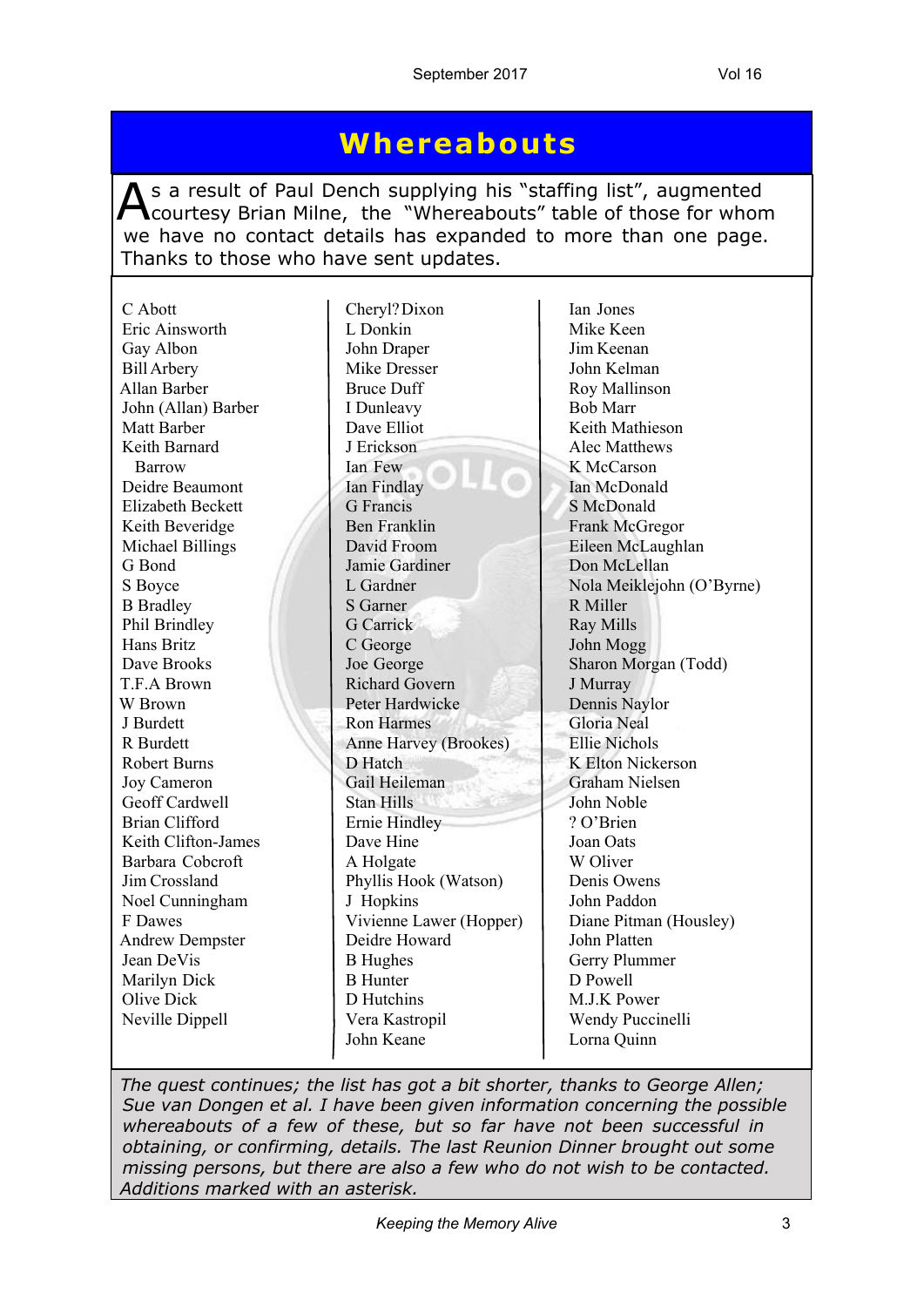# Whereabouts

As a result of Paul Dench supplying his "staffing list", augmented courtesy Brian Milne, the "Whereabouts" table of those for whom we have no contact details has expanded to more than one page. Thanks to those who have sent updates.

C Abott
Eric Ainsworth
Gay Albon
Bill Arbery
Allan Barber
John (Allan) Barber
Matt Barber
Keith Barnard
Barrow
Deidre Beaumont
Elizabeth Beckett
Keith Beveridge
Michael Billings
G Bond
S Boyce
B Bradley
Phil Brindley
Hans Britz
Dave Brooks
T.F.A Brown
W Brown
J Burdett
R Burdett
Robert Burns
Joy Cameron
Geoff Cardwell
Brian Clifford
Keith Clifton-James
Barbara Cobcroft
Jim Crossland
Noel Cunningham
F Dawes
Andrew Dempster
Jean DeVis
Marilyn Dick
Olive Dick
Neville Dippell
Cheryl? Dixon
L Donkin
John Draper
Mike Dresser
Bruce Duff
I Dunleavy
Dave Elliot
J Erickson
Ian Few
Ian Findlay
G Francis
Ben Franklin
David Froom
Jamie Gardiner
L Gardner
S Garner
G Carrick
C George
Joe George
Richard Govern
Peter Hardwicke
Ron Harmes
Anne Harvey (Brookes)
D Hatch
Gail Heileman
Stan Hills
Ernie Hindley
Dave Hine
A Holgate
Phyllis Hook (Watson)
J Hopkins
Vivienne Lawer (Hopper)
Deidre Howard
B Hughes
B Hunter
D Hutchins
Vera Kastropil
John Keane
Ian Jones
Mike Keen
Jim Keenan
John Kelman
Roy Mallinson
Bob Marr
Keith Mathieson
Alec Matthews
K McCarson
Ian McDonald
S McDonald
Frank McGregor
Eileen McLaughlan
Don McLellan
Nola Meiklejohn (O'Byrne)
R Miller
Ray Mills
John Mogg
Sharon Morgan (Todd)
J Murray
Dennis Naylor
Gloria Neal
Ellie Nichols
K Elton Nickerson
Graham Nielsen
John Noble
? O'Brien
Joan Oats
W Oliver
Denis Owens
John Paddon
Diane Pitman (Housley)
John Platten
Gerry Plummer
D Powell
M.J.K Power
Wendy Puccinelli
Lorna Quinn

*The quest continues; the list has got a bit shorter, thanks to George Allen; Sue van Dongen et al. I have been given information concerning the possible whereabouts of a few of these, but so far have not been successful in obtaining, or confirming, details. The last Reunion Dinner brought out some missing persons, but there are also a few who do not wish to be contacted. Additions marked with an asterisk.*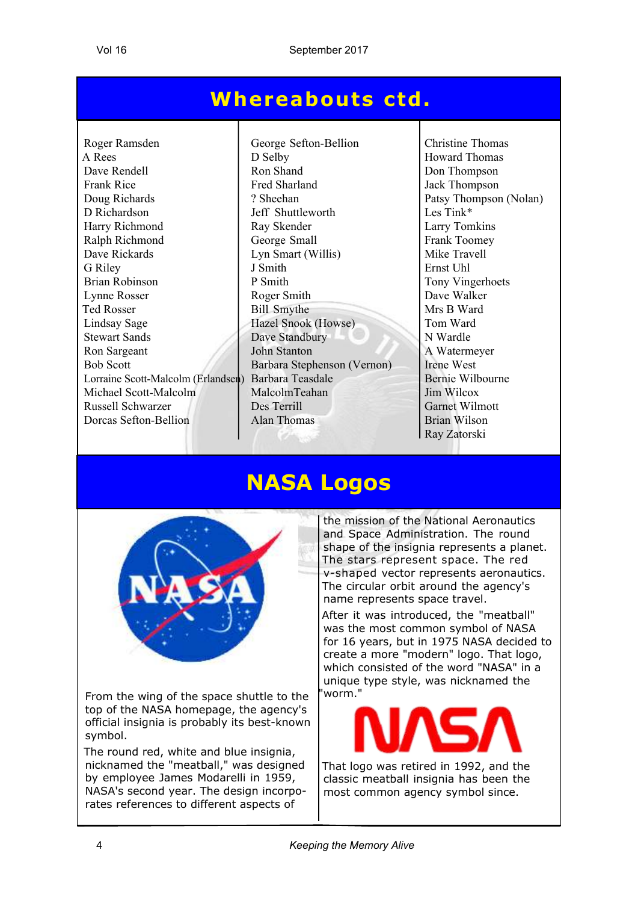# Whereabouts ctd.

Roger Ramsden
A Rees
Dave Rendell
Frank Rice
Doug Richards
D Richardson
Harry Richmond
Ralph Richmond
Dave Rickards
G Riley
Brian Robinson
Lynne Rosser
Ted Rosser
Lindsay Sage
Stewart Sands
Ron Sargeant
Bob Scott
Lorraine Scott-Malcolm (Erlandsen)
Michael Scott-Malcolm
Russell Schwarzer
Dorcas Sefton-Bellion
George Sefton-Bellion
D Selby
Ron Shand
Fred Sharland
? Sheehan
Jeff Shuttleworth
Ray Skender
George Small
Lyn Smart (Willis)
J Smith
P Smith
Roger Smith
Bill Smythe
Hazel Snook (Howse)
Dave Standbury
John Stanton
Barbara Stephenson (Vernon)
Barbara Teasdale
MalcolmTeahan
Des Terrill
Alan Thomas
Christine Thomas
Howard Thomas
Don Thompson
Jack Thompson
Patsy Thompson (Nolan)
Les Tink*
Larry Tomkins
Frank Toomey
Mike Travell
Ernst Uhl
Tony Vingerhoets
Dave Walker
Mrs B Ward
Tom Ward
N Wardle
A Watermeyer
Irene West
Bernie Wilbourne
Jim Wilcox
Garnet Wilmott
Brian Wilson
Ray Zatorski

# NASA Logos

From the wing of the space shuttle to the top of the NASA homepage, the agency's official insignia is probably its best-known symbol.

The round red, white and blue insignia, nicknamed the "meatball," was designed by employee James Modarelli in 1959, NASA's second year. The design incorporates references to different aspects of the mission of the National Aeronautics and Space Administration. The round shape of the insignia represents a planet. The stars represent space. The red v-shaped vector represents aeronautics. The circular orbit around the agency's name represents space travel.

After it was introduced, the "meatball" was the most common symbol of NASA for 16 years, but in 1975 NASA decided to create a more "modern" logo. That logo, which consisted of the word "NASA" in a unique type style, was nicknamed the "worm."

That logo was retired in 1992, and the classic meatball insignia has been the most common agency symbol since.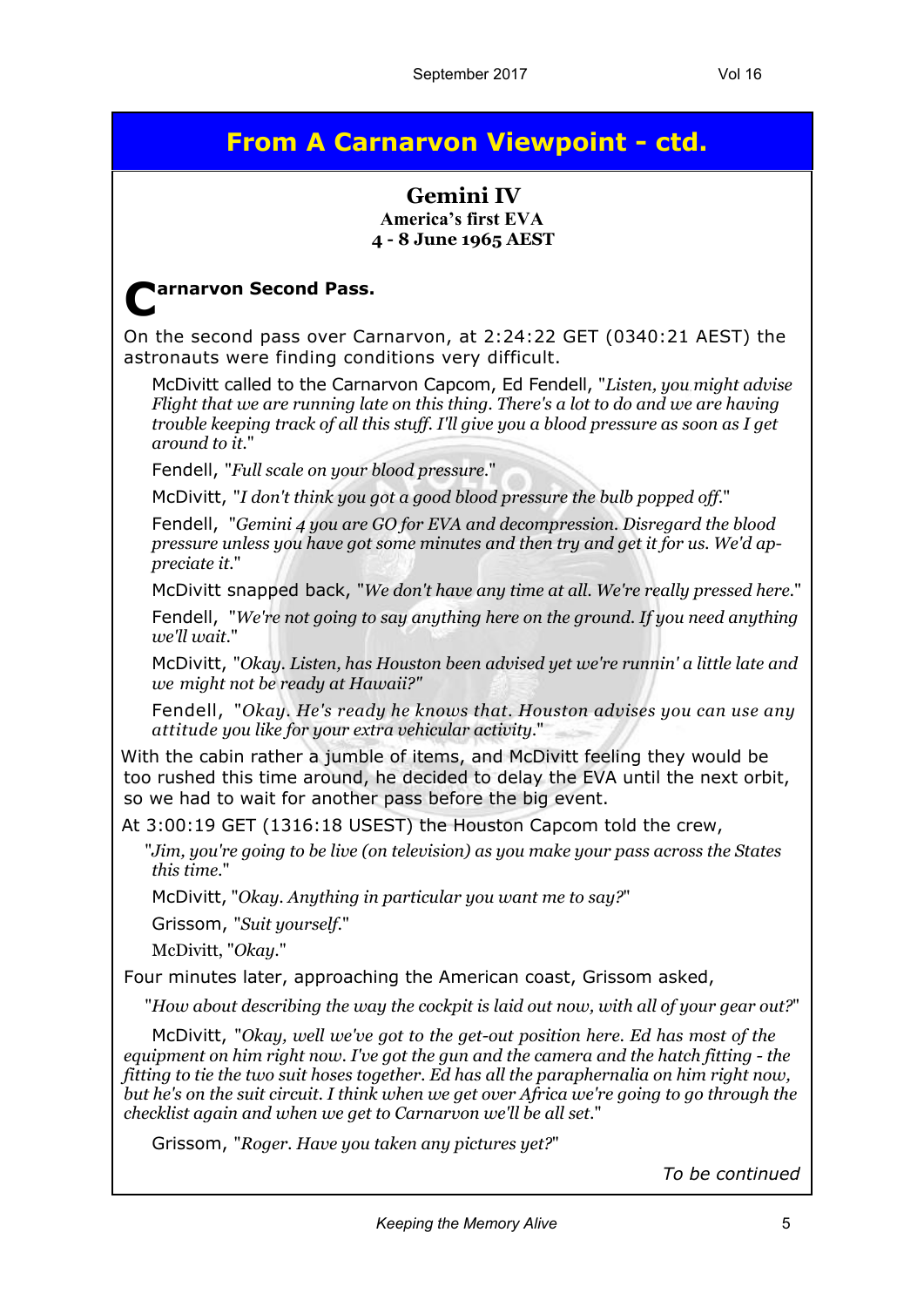# From A Carnarvon Viewpoint - ctd.

## Gemini IV

**America's first EVA**

**4 - 8 June 1965 AEST**

### Carnarvon Second Pass.

On the second pass over Carnarvon, at 2:24:22 GET (0340:21 AEST) the astronauts were finding conditions very difficult.

McDivitt called to the Carnarvon Capcom, Ed Fendell, "*Listen, you might advise Flight that we are running late on this thing. There's a lot to do and we are having trouble keeping track of all this stuff. I'll give you a blood pressure as soon as I get around to it.*"

Fendell, "*Full scale on your blood pressure.*"

McDivitt, "*I don't think you got a good blood pressure the bulb popped off.*"

Fendell, "*Gemini 4 you are GO for EVA and decompression. Disregard the blood pressure unless you have got some minutes and then try and get it for us. We'd appreciate it.*"

McDivitt snapped back, "*We don't have any time at all. We're really pressed here.*"

Fendell, "*We're not going to say anything here on the ground. If you need anything we'll wait.*"

McDivitt, "*Okay. Listen, has Houston been advised yet we're runnin' a little late and we might not be ready at Hawaii?*"

Fendell, "*Okay. He's ready he knows that. Houston advises you can use any attitude you like for your extra vehicular activity.*"

With the cabin rather a jumble of items, and McDivitt feeling they would be too rushed this time around, he decided to delay the EVA until the next orbit, so we had to wait for another pass before the big event.

At 3:00:19 GET (1316:18 USEST) the Houston Capcom told the crew,

"*Jim, you're going to be live (on television) as you make your pass across the States this time.*"

McDivitt, "*Okay. Anything in particular you want me to say?*"

Grissom, "*Suit yourself.*"

McDivitt, "*Okay.*"

Four minutes later, approaching the American coast, Grissom asked,

"*How about describing the way the cockpit is laid out now, with all of your gear out?*"

McDivitt, "*Okay, well we've got to the get-out position here. Ed has most of the equipment on him right now. I've got the gun and the camera and the hatch fitting - the fitting to tie the two suit hoses together. Ed has all the paraphernalia on him right now, but he's on the suit circuit. I think when we get over Africa we're going to go through the checklist again and when we get to Carnarvon we'll be all set.*"

Grissom, "*Roger. Have you taken any pictures yet?*"

*To be continued*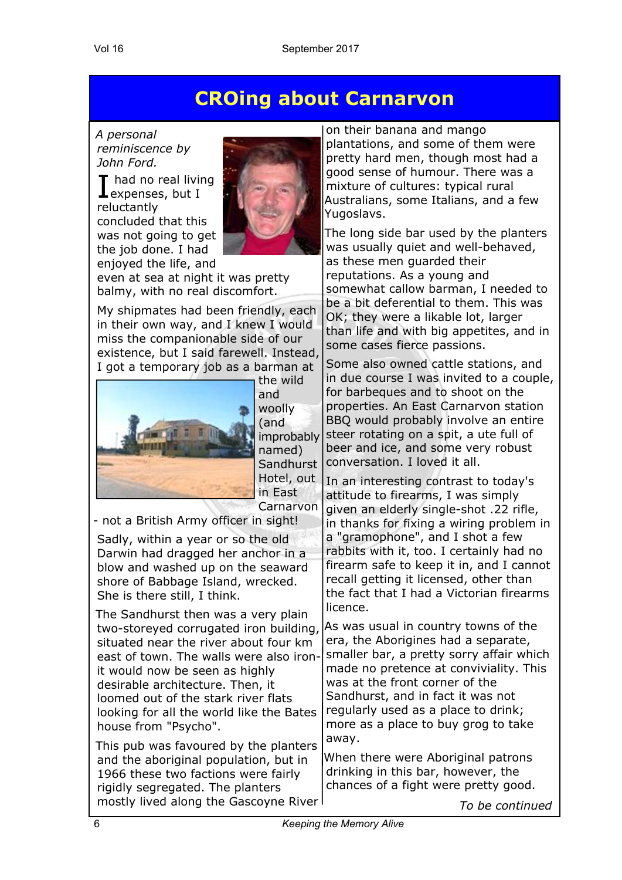# CROing about Carnarvon

*A personal reminiscence by John Ford.*

I had no real living expenses, but I reluctantly concluded that this was not going to get the job done. I had enjoyed the life, and even at sea at night it was pretty balmy, with no real discomfort.

My shipmates had been friendly, each in their own way, and I knew I would miss the companionable side of our existence, but I said farewell. Instead, I got a temporary job as a barman at the wild and woolly (and improbably named) Sandhurst Hotel, out in East Carnarvon - not a British Army officer in sight!

Sadly, within a year or so the old Darwin had dragged her anchor in a blow and washed up on the seaward shore of Babbage Island, wrecked. She is there still, I think.

The Sandhurst then was a very plain two-storeyed corrugated iron building, situated near the river about four km east of town. The walls were also iron- it would now be seen as highly desirable architecture. Then, it loomed out of the stark river flats looking for all the world like the Bates house from "Psycho".

This pub was favoured by the planters and the aboriginal population, but in 1966 these two factions were fairly rigidly segregated. The planters mostly lived along the Gascoyne River on their banana and mango plantations, and some of them were pretty hard men, though most had a good sense of humour. There was a mixture of cultures: typical rural Australians, some Italians, and a few Yugoslavs.

The long side bar used by the planters was usually quiet and well-behaved, as these men guarded their reputations. As a young and somewhat callow barman, I needed to be a bit deferential to them. This was OK; they were a likable lot, larger than life and with big appetites, and in some cases fierce passions.

Some also owned cattle stations, and in due course I was invited to a couple, for barbeques and to shoot on the properties. An East Carnarvon station BBQ would probably involve an entire steer rotating on a spit, a ute full of beer and ice, and some very robust conversation. I loved it all.

In an interesting contrast to today's attitude to firearms, I was simply given an elderly single-shot .22 rifle, in thanks for fixing a wiring problem in a "gramophone", and I shot a few rabbits with it, too. I certainly had no firearm safe to keep it in, and I cannot recall getting it licensed, other than the fact that I had a Victorian firearms licence.

As was usual in country towns of the era, the Aborigines had a separate, smaller bar, a pretty sorry affair which made no pretence at conviviality. This was at the front corner of the Sandhurst, and in fact it was not regularly used as a place to drink; more as a place to buy grog to take away.

When there were Aboriginal patrons drinking in this bar, however, the chances of a fight were pretty good.

*To be continued*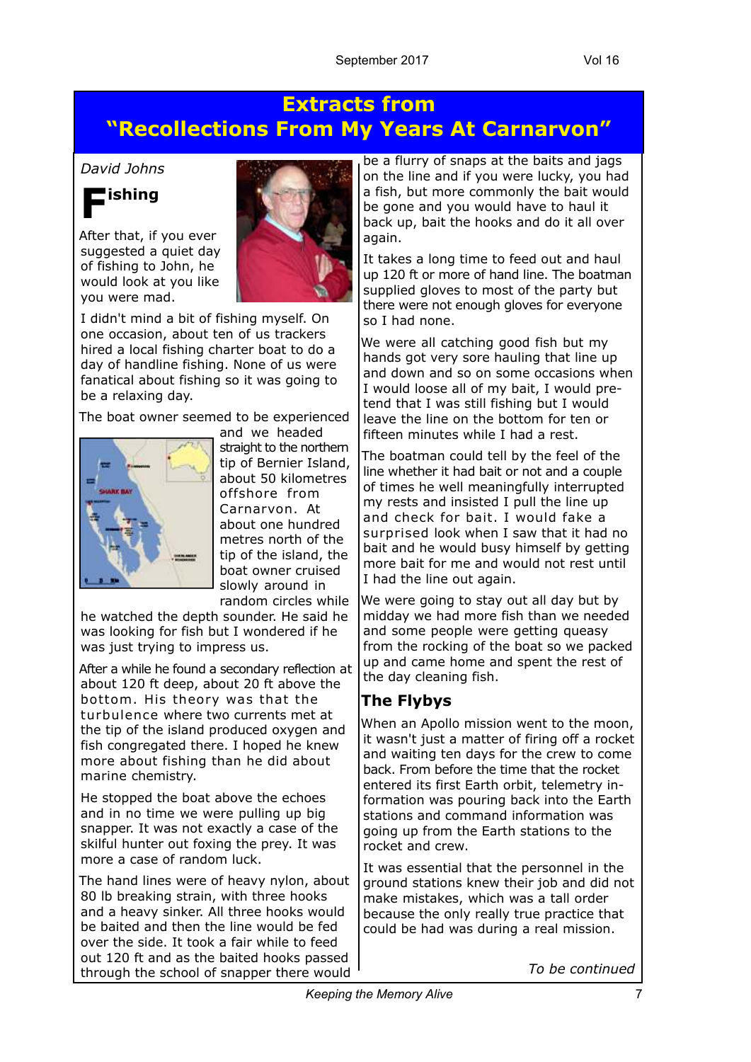# Extracts from "Recollections From My Years At Carnarvon"

*David Johns*

## Fishing

After that, if you ever suggested a quiet day of fishing to John, he would look at you like you were mad.

I didn't mind a bit of fishing myself. On one occasion, about ten of us trackers hired a local fishing charter boat to do a day of handline fishing. None of us were fanatical about fishing so it was going to be a relaxing day.

The boat owner seemed to be experienced and we headed straight to the northern tip of Bernier Island, about 50 kilometres offshore from Carnarvon. At about one hundred metres north of the tip of the island, the boat owner cruised slowly around in random circles while he watched the depth sounder. He said he was looking for fish but I wondered if he was just trying to impress us.

After a while he found a secondary reflection at about 120 ft deep, about 20 ft above the bottom. His theory was that the turbulence where two currents met at the tip of the island produced oxygen and fish congregated there. I hoped he knew more about fishing than he did about marine chemistry.

He stopped the boat above the echoes and in no time we were pulling up big snapper. It was not exactly a case of the skilful hunter out foxing the prey. It was more a case of random luck.

The hand lines were of heavy nylon, about 80 lb breaking strain, with three hooks and a heavy sinker. All three hooks would be baited and then the line would be fed over the side. It took a fair while to feed out 120 ft and as the baited hooks passed through the school of snapper there would be a flurry of snaps at the baits and jags on the line and if you were lucky, you had a fish, but more commonly the bait would be gone and you would have to haul it back up, bait the hooks and do it all over again.

It takes a long time to feed out and haul up 120 ft or more of hand line. The boatman supplied gloves to most of the party but there were not enough gloves for everyone so I had none.

We were all catching good fish but my hands got very sore hauling that line up and down and so on some occasions when I would loose all of my bait, I would pretend that I was still fishing but I would leave the line on the bottom for ten or fifteen minutes while I had a rest.

The boatman could tell by the feel of the line whether it had bait or not and a couple of times he well meaningfully interrupted my rests and insisted I pull the line up and check for bait. I would fake a surprised look when I saw that it had no bait and he would busy himself by getting more bait for me and would not rest until I had the line out again.

We were going to stay out all day but by midday we had more fish than we needed and some people were getting queasy from the rocking of the boat so we packed up and came home and spent the rest of the day cleaning fish.

## The Flybys

When an Apollo mission went to the moon, it wasn't just a matter of firing off a rocket and waiting ten days for the crew to come back. From before the time that the rocket entered its first Earth orbit, telemetry information was pouring back into the Earth stations and command information was going up from the Earth stations to the rocket and crew.

It was essential that the personnel in the ground stations knew their job and did not make mistakes, which was a tall order because the only really true practice that could be had was during a real mission.

*To be continued*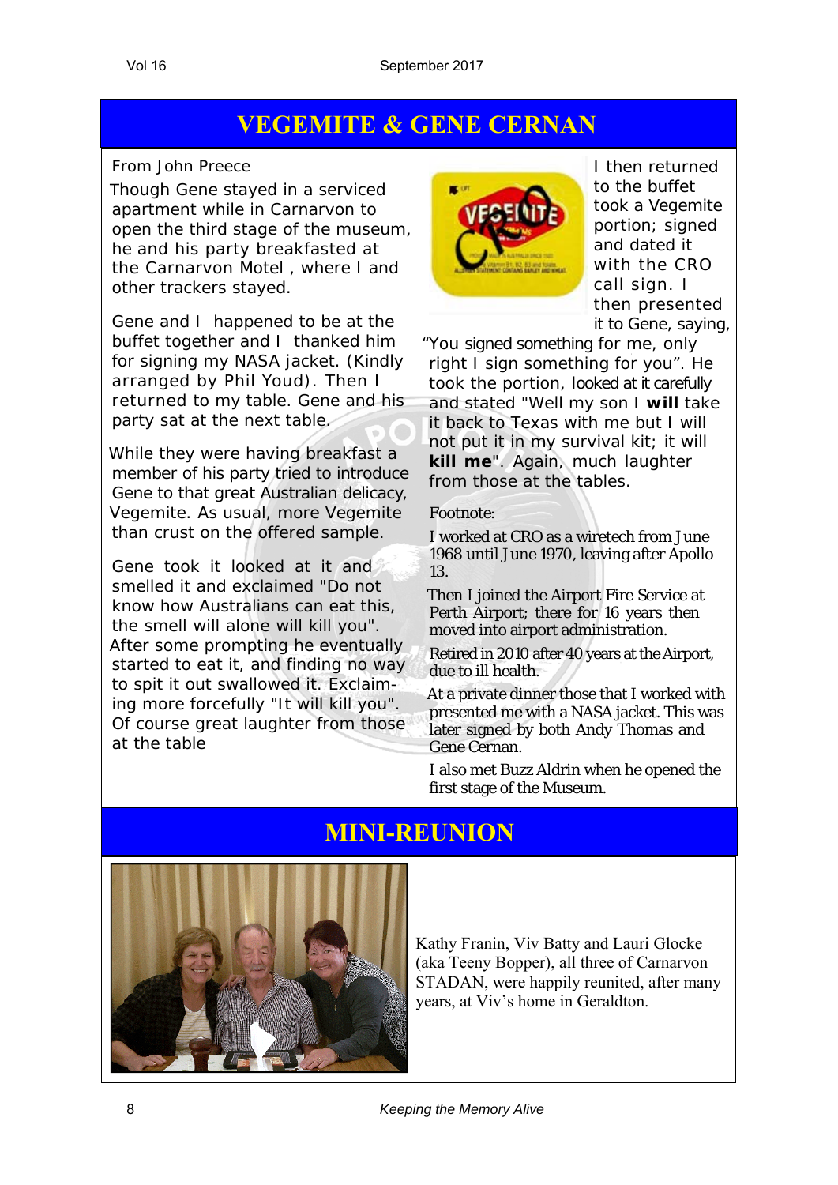## VEGEMITE & GENE CERNAN

From John Preece

Though Gene stayed in a serviced apartment while in Carnarvon to open the third stage of the museum, he and his party breakfast at the Carnarvon Motel , where I and other trackers stayed.

Gene and I happened to be at the buffet together and I thanked him for signing my NASA jacket. (Kindly arranged by Phil Youd). Then I returned to my table. Gene and his party sat at the next table.

While they were having breakfast a member of his party tried to introduce Gene to that great Australian delicacy, Vegemite. As usual, more Vegemite than crust on the offered sample.

Gene took it looked at it and smelled it and exclaimed "Do not know how Australians can eat this, the smell will alone will kill you". After some prompting he eventually started to eat it, and finding no way to spit it out swallowed it. Exclaiming more forcefully "It will kill you". Of course great laughter from those at the table

I then returned to the buffet took a Vegemite portion; signed and dated it with the CRO call sign. I then presented it to Gene, saying, "You signed something for me, only right I sign something for you". He took the portion, looked at it carefully and stated "Well my son I **will** take it back to Texas with me but I will not put it in my survival kit; it will **kill me**". Again, much laughter from those at the tables.

Footnote:

I worked at CRO as a wiretech from June 1968 until June 1970, leaving after Apollo 13.

Then I joined the Airport Fire Service at Perth Airport; there for 16 years then moved into airport administration.

Retired in 2010 after 40 years at the Airport, due to ill health.

At a private dinner those that I worked with presented me with a NASA jacket. This was later signed by both Andy Thomas and Gene Cernan.

I also met Buzz Aldrin when he opened the first stage of the Museum.

## MINI-REUNION

Kathy Franin, Viv Batty and Lauri Glocke (aka Teeny Bopper), all three of Carnarvon STADAN, were happily reunited, after many years, at Viv's home in Geraldton.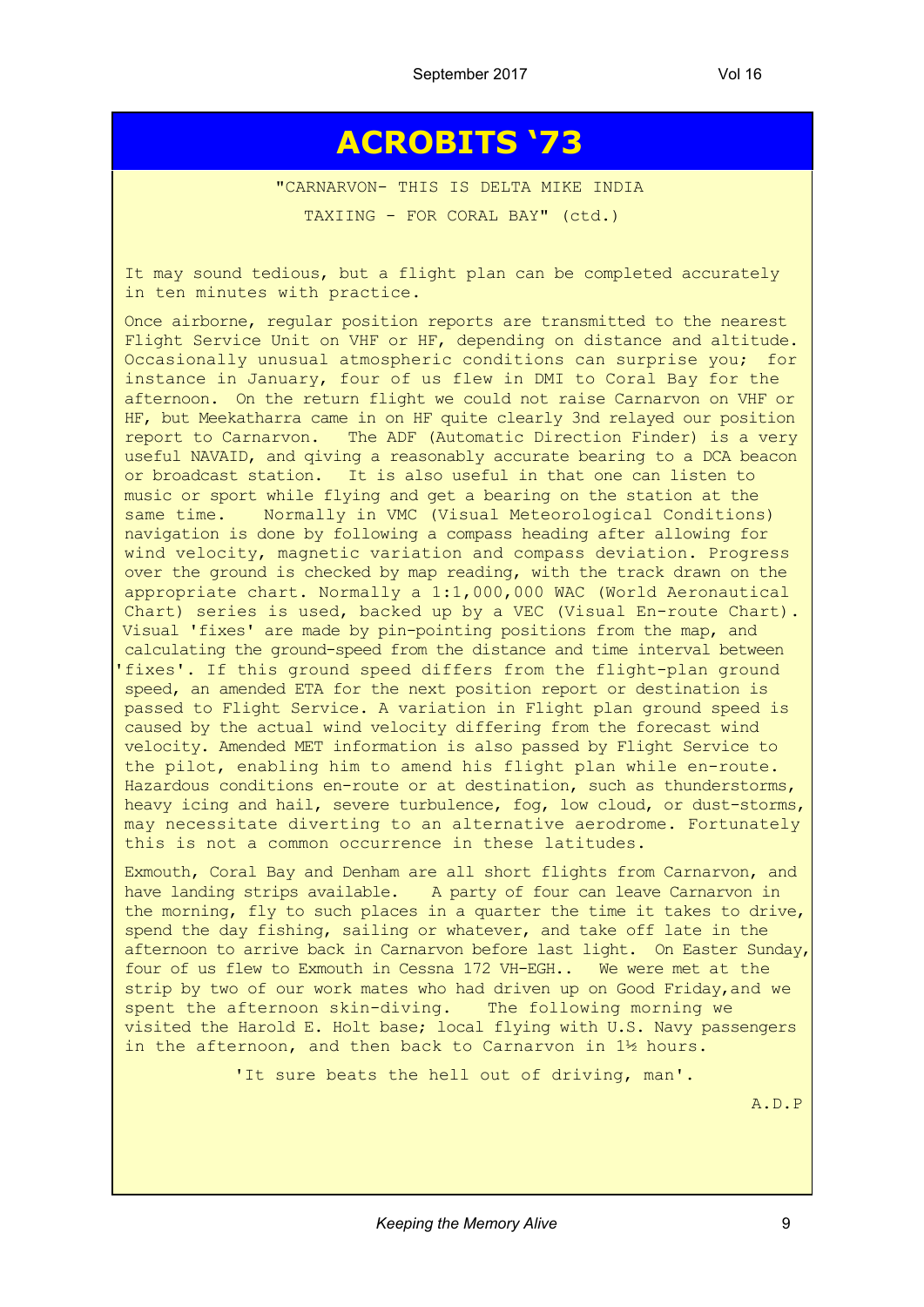# ACROBITS '73

"CARNARVON- THIS IS DELTA MIKE INDIA

TAXIING - FOR CORAL BAY" (ctd.)

It may sound tedious, but a flight plan can be completed accurately in ten minutes with practice.

Once airborne, regular position reports are transmitted to the nearest Flight Service Unit on VHF or HF, depending on distance and altitude. Occasionally unusual atmospheric conditions can surprise you; for instance in January, four of us flew in DMI to Coral Bay for the afternoon. On the return flight we could not raise Carnarvon on VHF or HF, but Meekatharra came in on HF quite clearly 3nd relayed our position report to Carnarvon. The ADF (Automatic Direction Finder) is a very useful NAVAID, and qiving a reasonably accurate bearing to a DCA beacon or broadcast station. It is also useful in that one can listen to music or sport while flying and get a bearing on the station at the same time. Normally in VMC (Visual Meteorological Conditions) navigation is done by following a compass heading after allowing for wind velocity, magnetic variation and compass deviation. Progress over the ground is checked by map reading, with the track drawn on the appropriate chart. Normally a 1:1,000,000 WAC (World Aeronautical Chart) series is used, backed up by a VEC (Visual En-route Chart). Visual 'fixes' are made by pin-pointing positions from the map, and calculating the ground-speed from the distance and time interval between 'fixes'. If this ground speed differs from the flight-plan ground speed, an amended ETA for the next position report or destination is passed to Flight Service. A variation in Flight plan ground speed is caused by the actual wind velocity differing from the forecast wind velocity. Amended MET information is also passed by Flight Service to the pilot, enabling him to amend his flight plan while en-route. Hazardous conditions en-route or at destination, such as thunderstorms, heavy icing and hail, severe turbulence, fog, low cloud, or dust-storms, may necessitate diverting to an alternative aerodrome. Fortunately this is not a common occurrence in these latitudes.

Exmouth, Coral Bay and Denham are all short flights from Carnarvon, and have landing strips available. A party of four can leave Carnarvon in the morning, fly to such places in a quarter the time it takes to drive, spend the day fishing, sailing or whatever, and take off late in the afternoon to arrive back in Carnarvon before last light. On Easter Sunday, four of us flew to Exmouth in Cessna 172 VH-EGH.. We were met at the strip by two of our work mates who had driven up on Good Friday,and we spent the afternoon skin-diving. The following morning we visited the Harold E. Holt base; local flying with U.S. Navy passengers in the afternoon, and then back to Carnarvon in 1½ hours.

'It sure beats the hell out of driving, man'.

A.D.P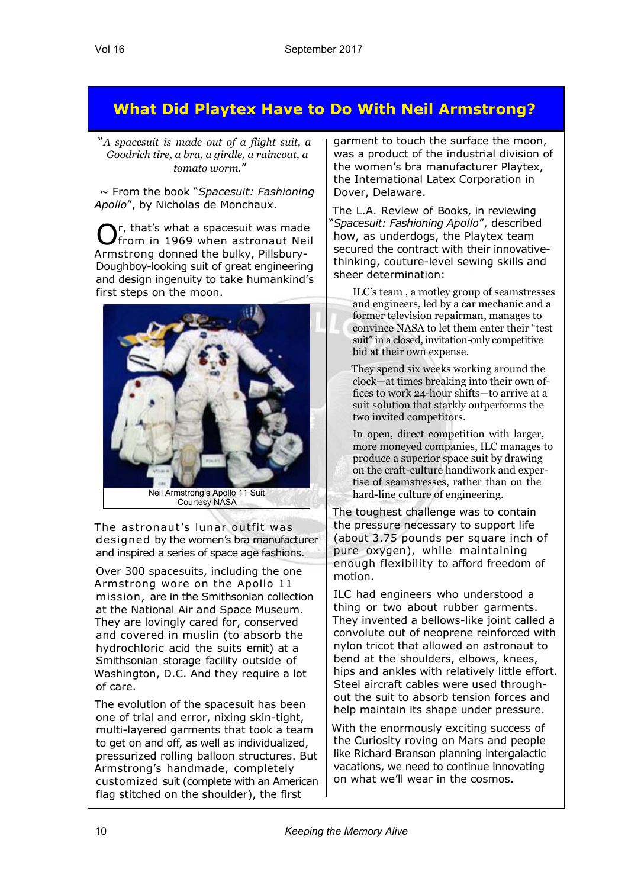# What Did Playtex Have to Do With Neil Armstrong?

"*A spacesuit is made out of a flight suit, a Goodrich tire, a bra, a girdle, a raincoat, a tomato worm.*"

~ From the book "*Spacesuit: Fashioning Apollo*", by Nicholas de Monchaux.

Or, that's what a spacesuit was made from in 1969 when astronaut Neil Armstrong donned the bulky, Pillsbury-Doughboy-looking suit of great engineering and design ingenuity to take humankind's first steps on the moon.

Neil Armstrong's Apollo 11 Suit
Courtesy NASA

The astronaut's lunar outfit was designed by the women's bra manufacturer and inspired a series of space age fashions.

Over 300 spacesuits, including the one Armstrong wore on the Apollo 11 mission, are in the Smithsonian collection at the National Air and Space Museum. They are lovingly cared for, conserved and covered in muslin (to absorb the hydrochloric acid the suits emit) at a Smithsonian storage facility outside of Washington, D.C. And they require a lot of care.

The evolution of the spacesuit has been one of trial and error, nixing skin-tight, multi-layered garments that took a team to get on and off, as well as individualized, pressurized rolling balloon structures. But Armstrong's handmade, completely customized suit (complete with an American flag stitched on the shoulder), the first garment to touch the surface the moon, was a product of the industrial division of the women's bra manufacturer Playtex, the International Latex Corporation in Dover, Delaware.

The L.A. Review of Books, in reviewing "*Spacesuit: Fashioning Apollo*", described how, as underdogs, the Playtex team secured the contract with their innovative-thinking, couture-level sewing skills and sheer determination:

> ILC's team , a motley group of seamstresses and engineers, led by a car mechanic and a former television repairman, manages to convince NASA to let them enter their "test suit" in a closed, invitation-only competitive bid at their own expense.
>
> They spend six weeks working around the clock—at times breaking into their own offices to work 24-hour shifts—to arrive at a suit solution that starkly outperforms the two invited competitors.
>
> In open, direct competition with larger, more moneyed companies, ILC manages to produce a superior space suit by drawing on the craft-culture handiwork and expertise of seamstresses, rather than on the hard-line culture of engineering.

The toughest challenge was to contain the pressure necessary to support life (about 3.75 pounds per square inch of pure oxygen), while maintaining enough flexibility to afford freedom of motion.

ILC had engineers who understood a thing or two about rubber garments. They invented a bellows-like joint called a convolute out of neoprene reinforced with nylon tricot that allowed an astronaut to bend at the shoulders, elbows, knees, hips and ankles with relatively little effort. Steel aircraft cables were used throughout the suit to absorb tension forces and help maintain its shape under pressure.

With the enormously exciting success of the Curiosity roving on Mars and people like Richard Branson planning intergalactic vacations, we need to continue innovating on what we'll wear in the cosmos.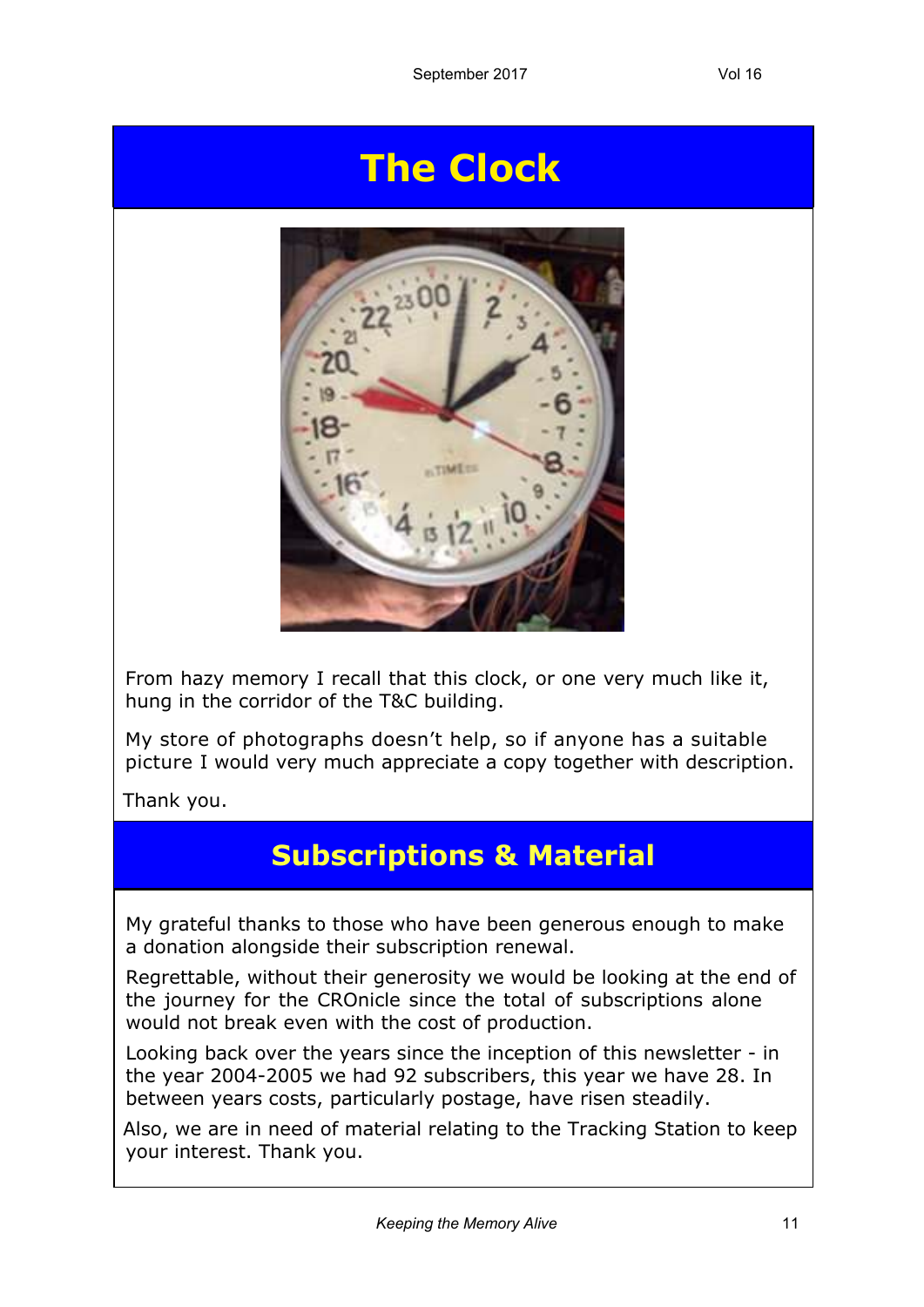# The Clock

From hazy memory I recall that this clock, or one very much like it, hung in the corridor of the T&C building.

My store of photographs doesn't help, so if anyone has a suitable picture I would very much appreciate a copy together with description.

Thank you.

# Subscriptions & Material

My grateful thanks to those who have been generous enough to make a donation alongside their subscription renewal.

Regrettable, without their generosity we would be looking at the end of the journey for the CROnicle since the total of subscriptions alone would not break even with the cost of production.

Looking back over the years since the inception of this newsletter - in the year 2004-2005 we had 92 subscribers, this year we have 28. In between years costs, particularly postage, have risen steadily.

Also, we are in need of material relating to the Tracking Station to keep your interest. Thank you.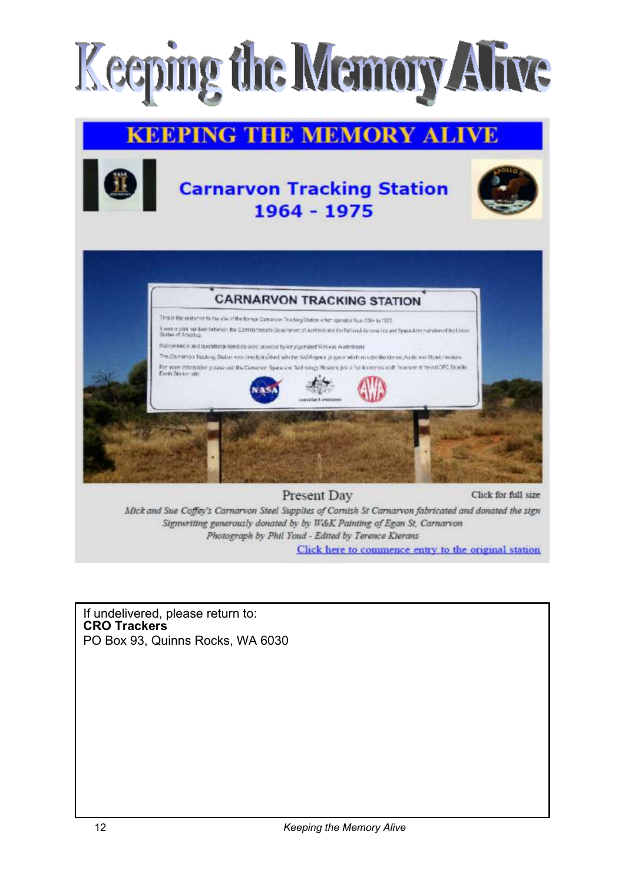# Keeping the Memory Alive

## KEEPING THE MEMORY ALIVE

### Carnarvon Tracking Station 1964 - 1975

CARNARVON TRACKING STATION

Present Day

Click for full size

*Mick and Sue Coffey's Carnarvon Steel Supplies of Cornish St Carnarvon fabricated and donated the sign*

*Signwriting generously donated by by W&K Painting of Egan St, Carnarvon*

*Photograph by Phil Youd - Edited by Terence Kierans*

Click here to commence entry to the original station

If undelivered, please return to:
**CRO Trackers**
PO Box 93, Quinns Rocks, WA 6030